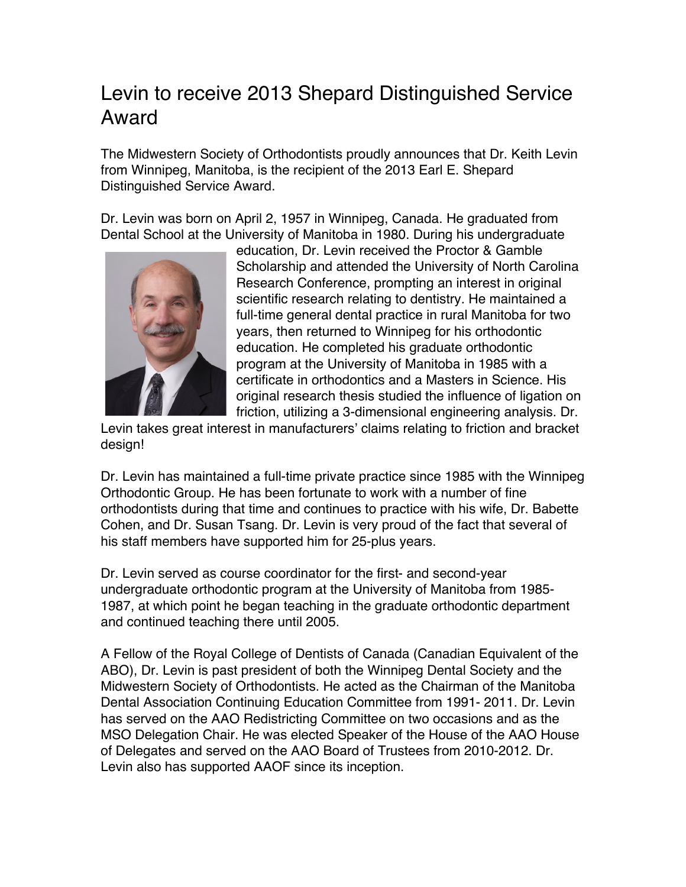# Levin to receive 2013 Shepard Distinguished Service Award

The Midwestern Society of Orthodontists proudly announces that Dr. Keith Levin from Winnipeg, Manitoba, is the recipient of the 2013 Earl E. Shepard Distinguished Service Award.

Dr. Levin was born on April 2, 1957 in Winnipeg, Canada. He graduated from Dental School at the University of Manitoba in 1980. During his undergraduate education, Dr. Levin received the Proctor & Gamble Scholarship and attended the University of North Carolina Research Conference, prompting an interest in original scientific research relating to dentistry. He maintained a full-time general dental practice in rural Manitoba for two years, then returned to Winnipeg for his orthodontic education. He completed his graduate orthodontic program at the University of Manitoba in 1985 with a certificate in orthodontics and a Masters in Science. His original research thesis studied the influence of ligation on friction, utilizing a 3-dimensional engineering analysis. Dr. Levin takes great interest in manufacturers' claims relating to friction and bracket design!

Dr. Levin has maintained a full-time private practice since 1985 with the Winnipeg Orthodontic Group. He has been fortunate to work with a number of fine orthodontists during that time and continues to practice with his wife, Dr. Babette Cohen, and Dr. Susan Tsang. Dr. Levin is very proud of the fact that several of his staff members have supported him for 25-plus years.

Dr. Levin served as course coordinator for the first- and second-year undergraduate orthodontic program at the University of Manitoba from 1985-1987, at which point he began teaching in the graduate orthodontic department and continued teaching there until 2005.

A Fellow of the Royal College of Dentists of Canada (Canadian Equivalent of the ABO), Dr. Levin is past president of both the Winnipeg Dental Society and the Midwestern Society of Orthodontists. He acted as the Chairman of the Manitoba Dental Association Continuing Education Committee from 1991- 2011. Dr. Levin has served on the AAO Redistricting Committee on two occasions and as the MSO Delegation Chair. He was elected Speaker of the House of the AAO House of Delegates and served on the AAO Board of Trustees from 2010-2012. Dr. Levin also has supported AAOF since its inception.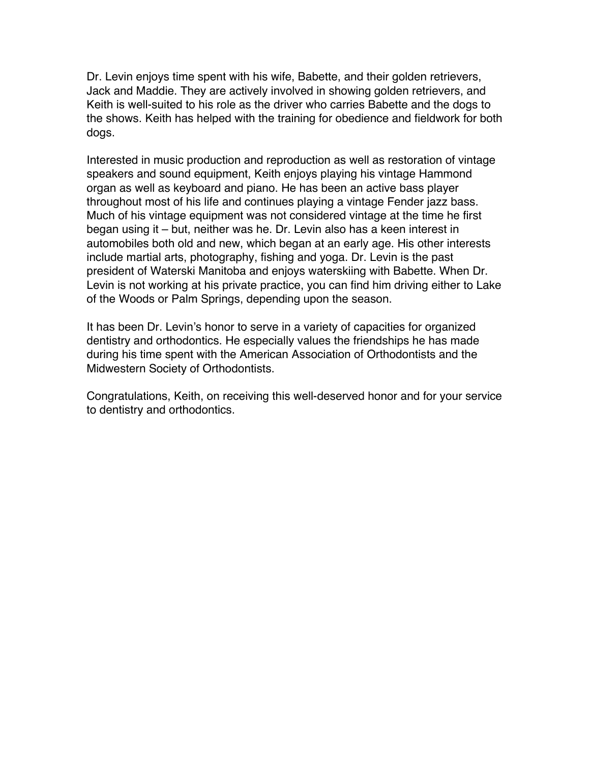Dr. Levin enjoys time spent with his wife, Babette, and their golden retrievers, Jack and Maddie. They are actively involved in showing golden retrievers, and Keith is well-suited to his role as the driver who carries Babette and the dogs to the shows. Keith has helped with the training for obedience and fieldwork for both dogs.

Interested in music production and reproduction as well as restoration of vintage speakers and sound equipment, Keith enjoys playing his vintage Hammond organ as well as keyboard and piano. He has been an active bass player throughout most of his life and continues playing a vintage Fender jazz bass. Much of his vintage equipment was not considered vintage at the time he first began using it – but, neither was he. Dr. Levin also has a keen interest in automobiles both old and new, which began at an early age. His other interests include martial arts, photography, fishing and yoga. Dr. Levin is the past president of Waterski Manitoba and enjoys waterskiing with Babette. When Dr. Levin is not working at his private practice, you can find him driving either to Lake of the Woods or Palm Springs, depending upon the season.

It has been Dr. Levin's honor to serve in a variety of capacities for organized dentistry and orthodontics. He especially values the friendships he has made during his time spent with the American Association of Orthodontists and the Midwestern Society of Orthodontists.

Congratulations, Keith, on receiving this well-deserved honor and for your service to dentistry and orthodontics.